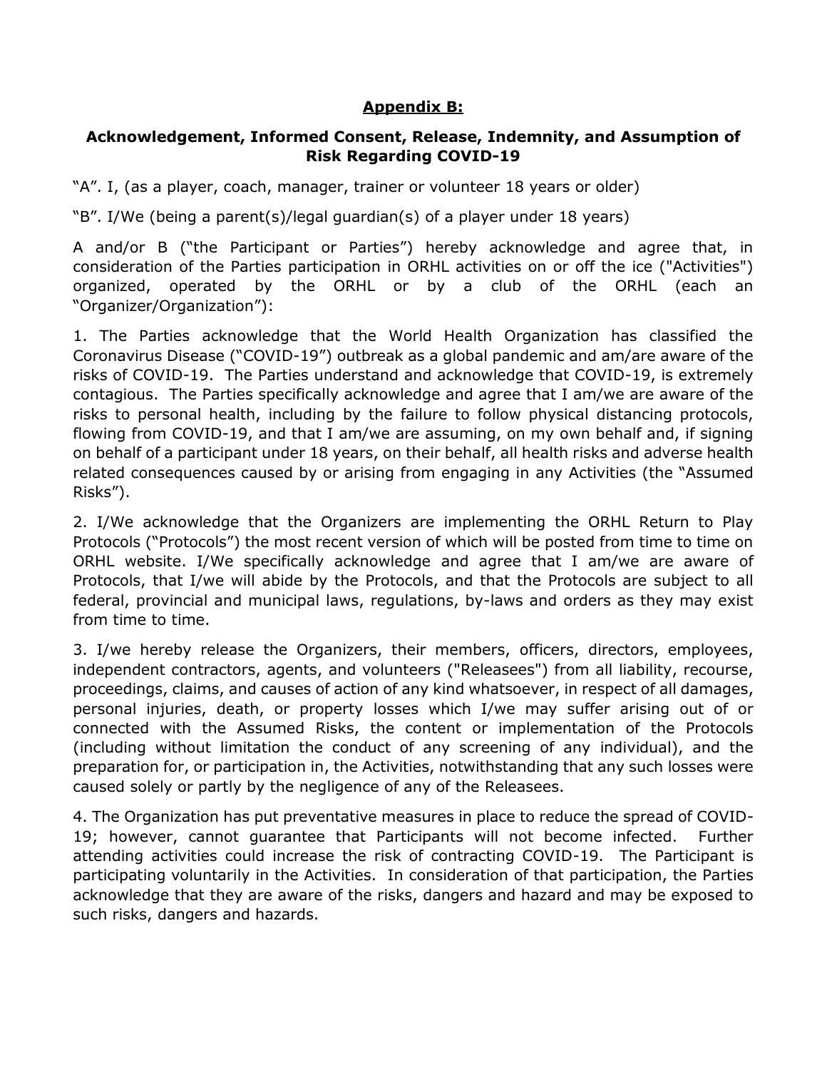## **Appendix B:**

### Acknowledgement, Informed Consent, Release, Indemnity, and Assumption of Risk Regarding COVID-19

"A". I, (as a player, coach, manager, trainer or volunteer 18 years or older)

"B". I/We (being a parent(s)/legal guardian(s) of a player under 18 years)

A and/or B ("the Participant or Parties") hereby acknowledge and agree that, in consideration of the Parties participation in ORHL activities on or off the ice ("Activities") organized, operated by the ORHL or by a club of the ORHL (each an "Organizer/Organization"):

1. The Parties acknowledge that the World Health Organization has classified the Coronavirus Disease ("COVID-19") outbreak as a global pandemic and am/are aware of the risks of COVID-19. The Parties understand and acknowledge that COVID-19, is extremely contagious. The Parties specifically acknowledge and agree that I am/we are aware of the risks to personal health, including by the failure to follow physical distancing protocols, flowing from COVID-19, and that I am/we are assuming, on my own behalf and, if signing on behalf of a participant under 18 years, on their behalf, all health risks and adverse health related consequences caused by or arising from engaging in any Activities (the "Assumed Risks").

2. I/We acknowledge that the Organizers are implementing the ORHL Return to Play Protocols ("Protocols") the most recent version of which will be posted from time to time on ORHL website. I/We specifically acknowledge and agree that I am/we are aware of Protocols, that I/we will abide by the Protocols, and that the Protocols are subject to all federal, provincial and municipal laws, regulations, by-laws and orders as they may exist from time to time.

3. I/we hereby release the Organizers, their members, officers, directors, employees, independent contractors, agents, and volunteers ("Releasees") from all liability, recourse, proceedings, claims, and causes of action of any kind whatsoever, in respect of all damages, personal injuries, death, or property losses which I/we may suffer arising out of or connected with the Assumed Risks, the content or implementation of the Protocols (including without limitation the conduct of any screening of any individual), and the preparation for, or participation in, the Activities, notwithstanding that any such losses were caused solely or partly by the negligence of any of the Releasees.

4. The Organization has put preventative measures in place to reduce the spread of COVID-19; however, cannot guarantee that Participants will not become infected. Further attending activities could increase the risk of contracting COVID-19. The Participant is participating voluntarily in the Activities. In consideration of that participation, the Parties acknowledge that they are aware of the risks, dangers and hazard and may be exposed to such risks, dangers and hazards.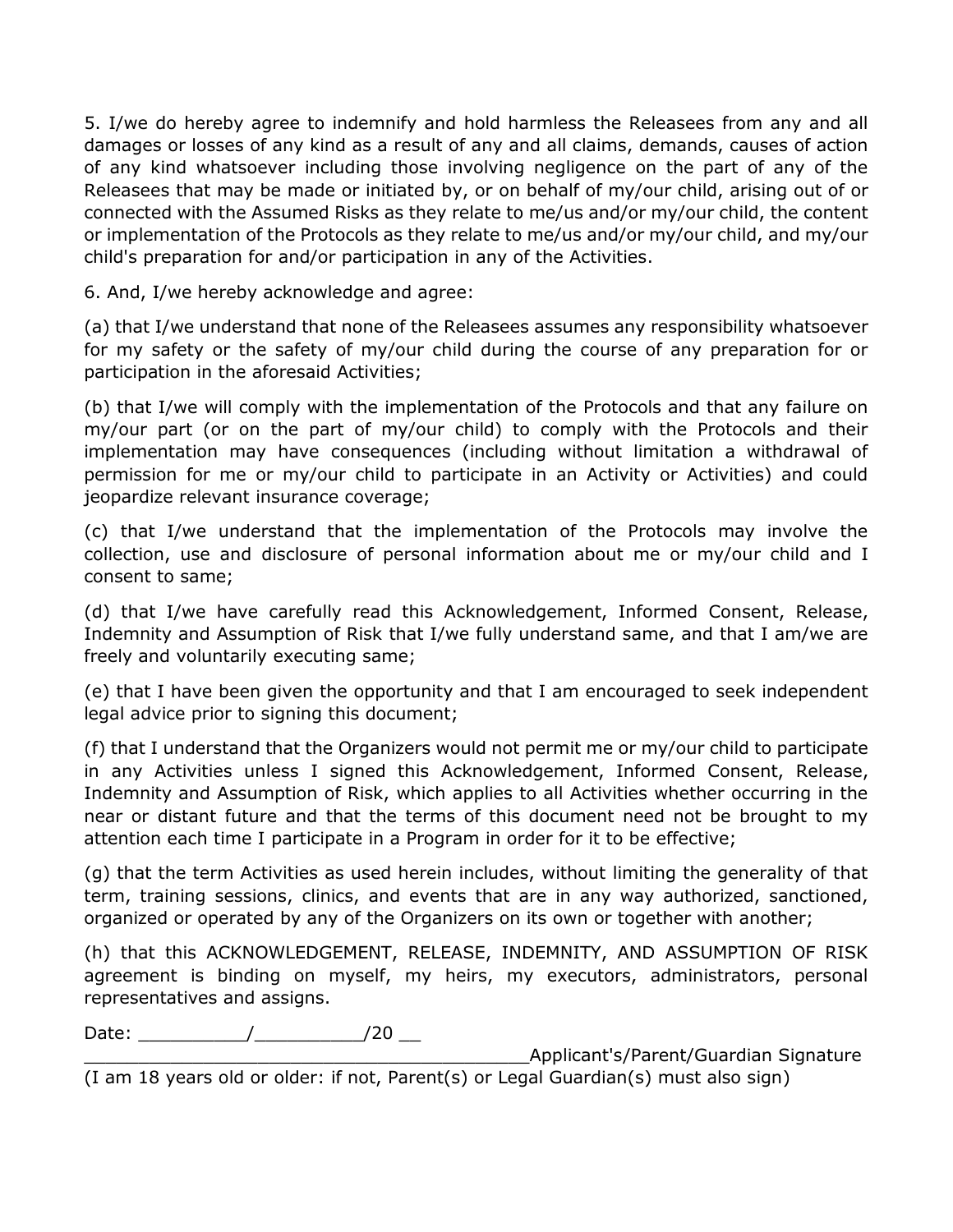5. I/we do hereby agree to indemnify and hold harmless the Releasees from any and all damages or losses of any kind as a result of any and all claims, demands, causes of action of any kind whatsoever including those involving negligence on the part of any of the Releasees that may be made or initiated by, or on behalf of my/our child, arising out of or connected with the Assumed Risks as they relate to me/us and/or my/our child, the content or implementation of the Protocols as they relate to me/us and/or my/our child, and my/our child's preparation for and/or participation in any of the Activities.

6. And, I/we hereby acknowledge and agree:

(a) that I/we understand that none of the Releasees assumes any responsibility whatsoever for my safety or the safety of my/our child during the course of any preparation for or participation in the aforesaid Activities;

(b) that I/we will comply with the implementation of the Protocols and that any failure on my/our part (or on the part of my/our child) to comply with the Protocols and their implementation may have consequences (including without limitation a withdrawal of permission for me or my/our child to participate in an Activity or Activities) and could jeopardize relevant insurance coverage;

(c) that I/we understand that the implementation of the Protocols may involve the collection, use and disclosure of personal information about me or my/our child and I consent to same;

(d) that I/we have carefully read this Acknowledgement, Informed Consent, Release, Indemnity and Assumption of Risk that I/we fully understand same, and that I am/we are freely and voluntarily executing same;

(e) that I have been given the opportunity and that I am encouraged to seek independent legal advice prior to signing this document;

(f) that I understand that the Organizers would not permit me or my/our child to participate in any Activities unless I signed this Acknowledgement, Informed Consent, Release, Indemnity and Assumption of Risk, which applies to all Activities whether occurring in the near or distant future and that the terms of this document need not be brought to my attention each time I participate in a Program in order for it to be effective;

(g) that the term Activities as used herein includes, without limiting the generality of that term, training sessions, clinics, and events that are in any way authorized, sanctioned, organized or operated by any of the Organizers on its own or together with another;

(h) that this ACKNOWLEDGEMENT, RELEASE, INDEMNITY, AND ASSUMPTION OF RISK agreement is binding on myself, my heirs, my executors, administrators, personal representatives and assigns.

Date: __________/__________/20 __

_________________________________________Applicant's/Parent/Guardian Signature

(I am 18 years old or older: if not, Parent(s) or Legal Guardian(s) must also sign)